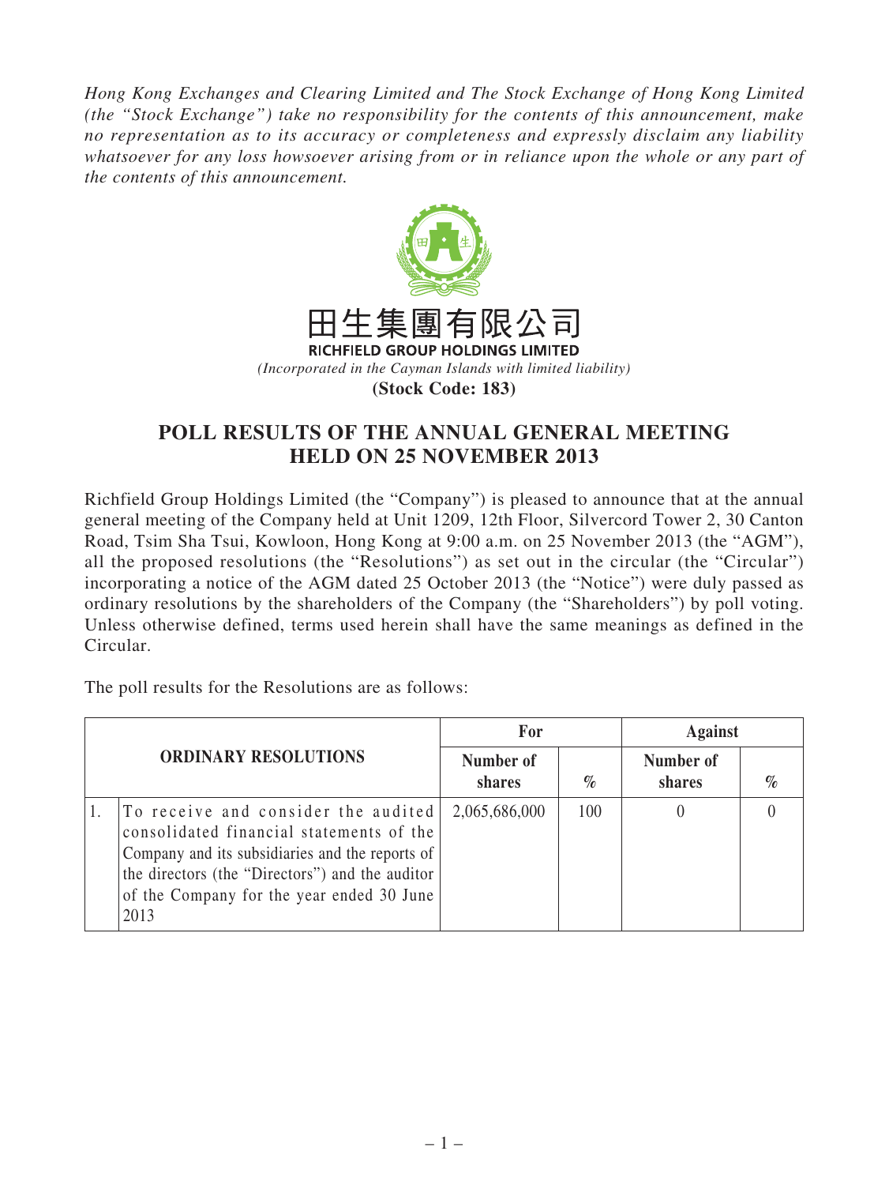*Hong Kong Exchanges and Clearing Limited and The Stock Exchange of Hong Kong Limited (the "Stock Exchange") take no responsibility for the contents of this announcement, make no representation as to its accuracy or completeness and expressly disclaim any liability whatsoever for any loss howsoever arising from or in reliance upon the whole or any part of the contents of this announcement.*

田生集團有限公司

**RICHFIELD GROUP HOLDINGS LIMITED**

*(Incorporated in the Cayman Islands with limited liability)*

**(Stock Code: 183)**

## POLL RESULTS OF THE ANNUAL GENERAL MEETING HELD ON 25 NOVEMBER 2013

Richfield Group Holdings Limited (the "Company") is pleased to announce that at the annual general meeting of the Company held at Unit 1209, 12th Floor, Silvercord Tower 2, 30 Canton Road, Tsim Sha Tsui, Kowloon, Hong Kong at 9:00 a.m. on 25 November 2013 (the "AGM"), all the proposed resolutions (the "Resolutions") as set out in the circular (the "Circular") incorporating a notice of the AGM dated 25 October 2013 (the "Notice") were duly passed as ordinary resolutions by the shareholders of the Company (the "Shareholders") by poll voting. Unless otherwise defined, terms used herein shall have the same meanings as defined in the Circular.

The poll results for the Resolutions are as follows:

| ORDINARY RESOLUTIONS | | For | | Against | |
|---|---|---|---|---|---|
| | | Number of shares | % | Number of shares | % |
| 1. | To receive and consider the audited consolidated financial statements of the Company and its subsidiaries and the reports of the directors (the "Directors") and the auditor of the Company for the year ended 30 June 2013 | 2,065,686,000 | 100 | 0 | 0 |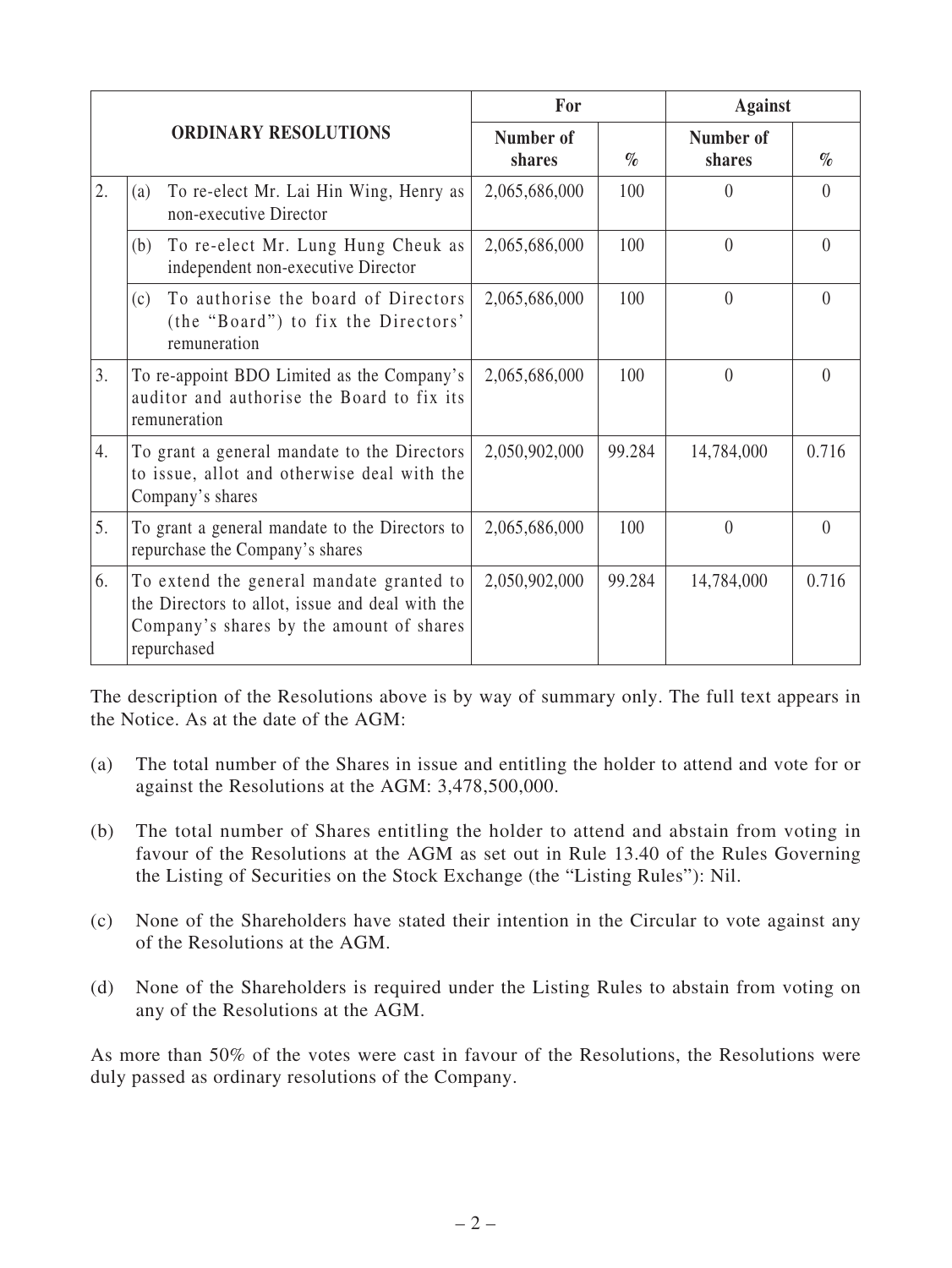| ORDINARY RESOLUTIONS | | For | | Against | |
|---|---|---|---|---|---|
| | | Number of shares | % | Number of shares | % |
| 2. | (a) To re-elect Mr. Lai Hin Wing, Henry as non-executive Director | 2,065,686,000 | 100 | 0 | 0 |
| | (b) To re-elect Mr. Lung Hung Cheuk as independent non-executive Director | 2,065,686,000 | 100 | 0 | 0 |
| | (c) To authorise the board of Directors (the "Board") to fix the Directors' remuneration | 2,065,686,000 | 100 | 0 | 0 |
| 3. | To re-appoint BDO Limited as the Company's auditor and authorise the Board to fix its remuneration | 2,065,686,000 | 100 | 0 | 0 |
| 4. | To grant a general mandate to the Directors to issue, allot and otherwise deal with the Company's shares | 2,050,902,000 | 99.284 | 14,784,000 | 0.716 |
| 5. | To grant a general mandate to the Directors to repurchase the Company's shares | 2,065,686,000 | 100 | 0 | 0 |
| 6. | To extend the general mandate granted to the Directors to allot, issue and deal with the Company's shares by the amount of shares repurchased | 2,050,902,000 | 99.284 | 14,784,000 | 0.716 |

The description of the Resolutions above is by way of summary only. The full text appears in the Notice. As at the date of the AGM:

(a) The total number of the Shares in issue and entitling the holder to attend and vote for or against the Resolutions at the AGM: 3,478,500,000.

(b) The total number of Shares entitling the holder to attend and abstain from voting in favour of the Resolutions at the AGM as set out in Rule 13.40 of the Rules Governing the Listing of Securities on the Stock Exchange (the "Listing Rules"): Nil.

(c) None of the Shareholders have stated their intention in the Circular to vote against any of the Resolutions at the AGM.

(d) None of the Shareholders is required under the Listing Rules to abstain from voting on any of the Resolutions at the AGM.

As more than 50% of the votes were cast in favour of the Resolutions, the Resolutions were duly passed as ordinary resolutions of the Company.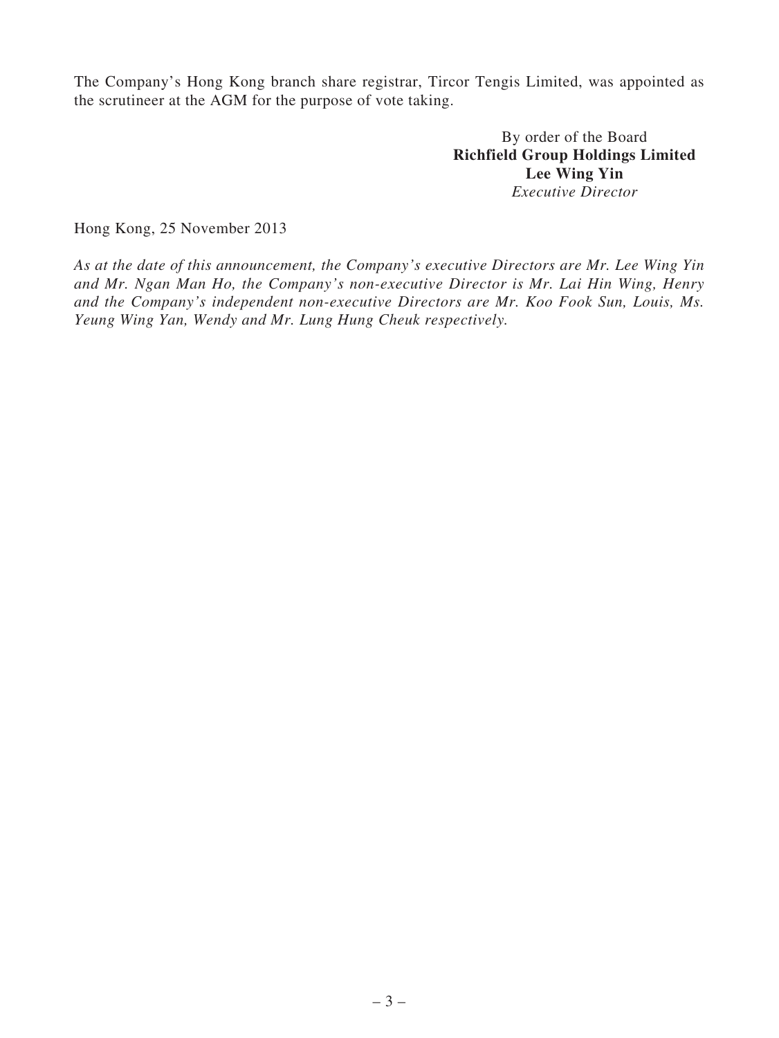The Company's Hong Kong branch share registrar, Tircor Tengis Limited, was appointed as the scrutineer at the AGM for the purpose of vote taking.

By order of the Board
**Richfield Group Holdings Limited**
**Lee Wing Yin**
*Executive Director*

Hong Kong, 25 November 2013

*As at the date of this announcement, the Company's executive Directors are Mr. Lee Wing Yin and Mr. Ngan Man Ho, the Company's non-executive Director is Mr. Lai Hin Wing, Henry and the Company's independent non-executive Directors are Mr. Koo Fook Sun, Louis, Ms. Yeung Wing Yan, Wendy and Mr. Lung Hung Cheuk respectively.*